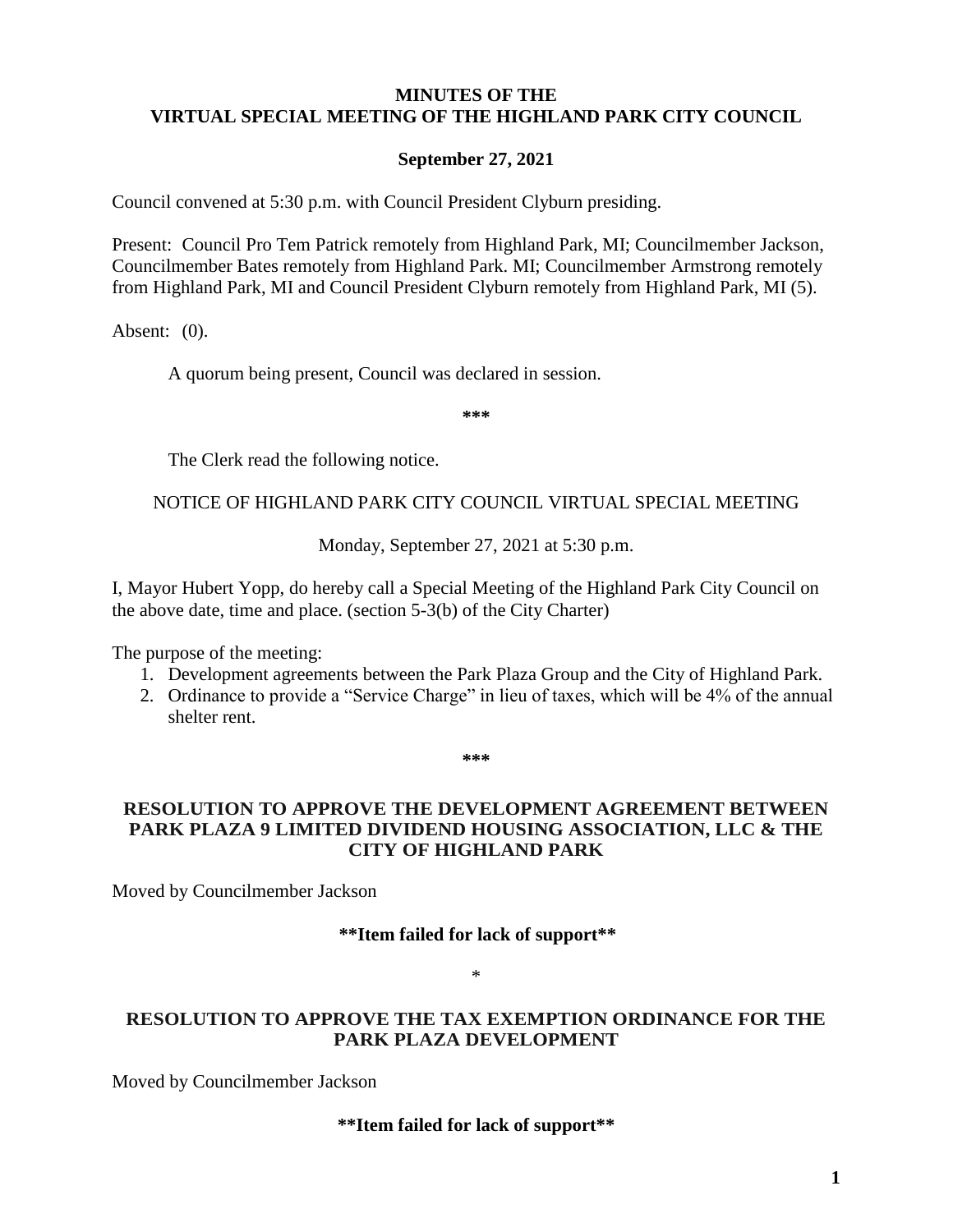# MINUTES OF THE VIRTUAL SPECIAL MEETING OF THE HIGHLAND PARK CITY COUNCIL

**September 27, 2021**

Council convened at 5:30 p.m. with Council President Clyburn presiding.

Present: Council Pro Tem Patrick remotely from Highland Park, MI; Councilmember Jackson, Councilmember Bates remotely from Highland Park. MI; Councilmember Armstrong remotely from Highland Park, MI and Council President Clyburn remotely from Highland Park, MI (5).

Absent: (0).

A quorum being present, Council was declared in session.

**\*\*\***

The Clerk read the following notice.

NOTICE OF HIGHLAND PARK CITY COUNCIL VIRTUAL SPECIAL MEETING

Monday, September 27, 2021 at 5:30 p.m.

I, Mayor Hubert Yopp, do hereby call a Special Meeting of the Highland Park City Council on the above date, time and place. (section 5-3(b) of the City Charter)

The purpose of the meeting:

1. Development agreements between the Park Plaza Group and the City of Highland Park.
2. Ordinance to provide a "Service Charge" in lieu of taxes, which will be 4% of the annual shelter rent.

**\*\*\***

## RESOLUTION TO APPROVE THE DEVELOPMENT AGREEMENT BETWEEN PARK PLAZA 9 LIMITED DIVIDEND HOUSING ASSOCIATION, LLC & THE CITY OF HIGHLAND PARK

Moved by Councilmember Jackson

**\*\*Item failed for lack of support\*\***

\*

## RESOLUTION TO APPROVE THE TAX EXEMPTION ORDINANCE FOR THE PARK PLAZA DEVELOPMENT

Moved by Councilmember Jackson

**\*\*Item failed for lack of support\*\***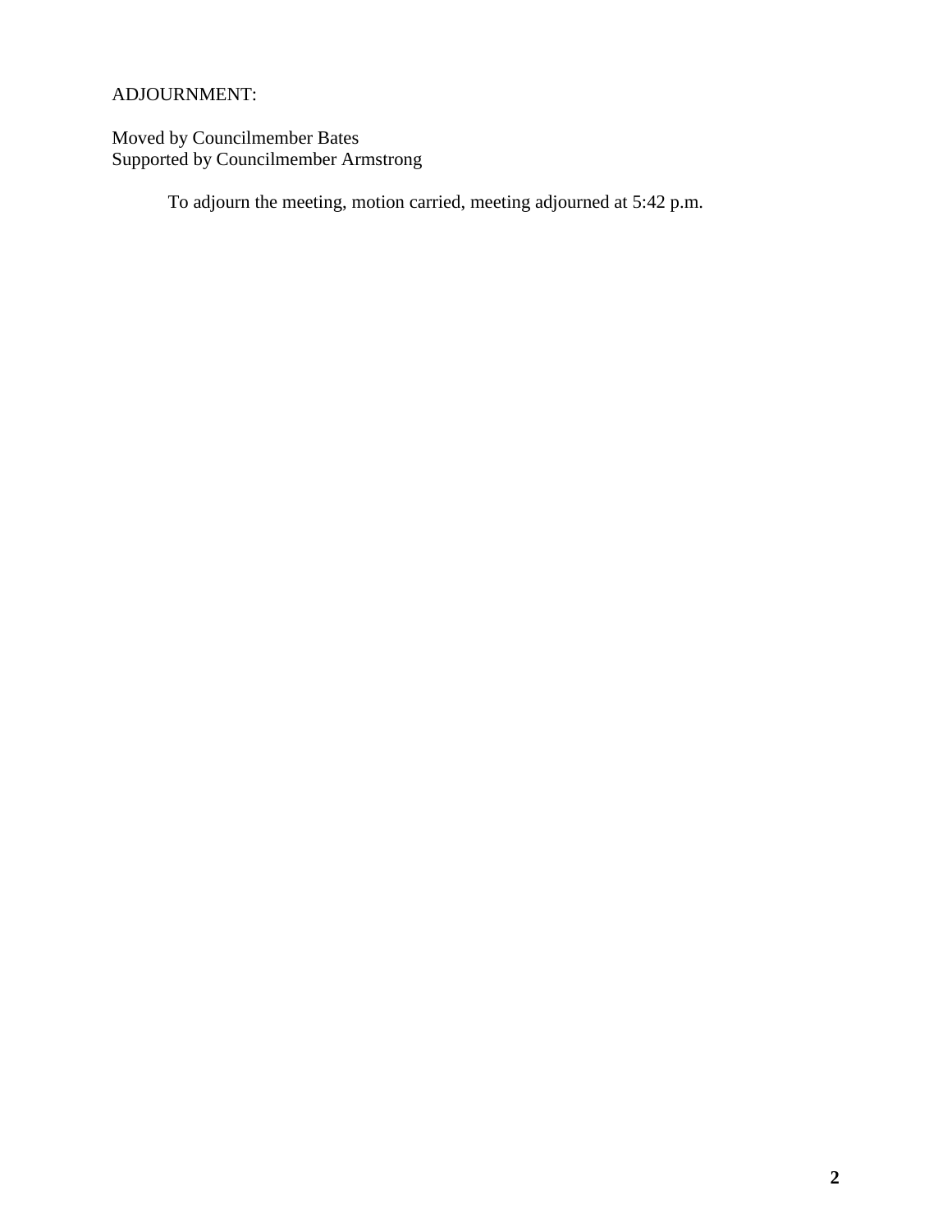ADJOURNMENT:

Moved by Councilmember Bates
Supported by Councilmember Armstrong

To adjourn the meeting, motion carried, meeting adjourned at 5:42 p.m.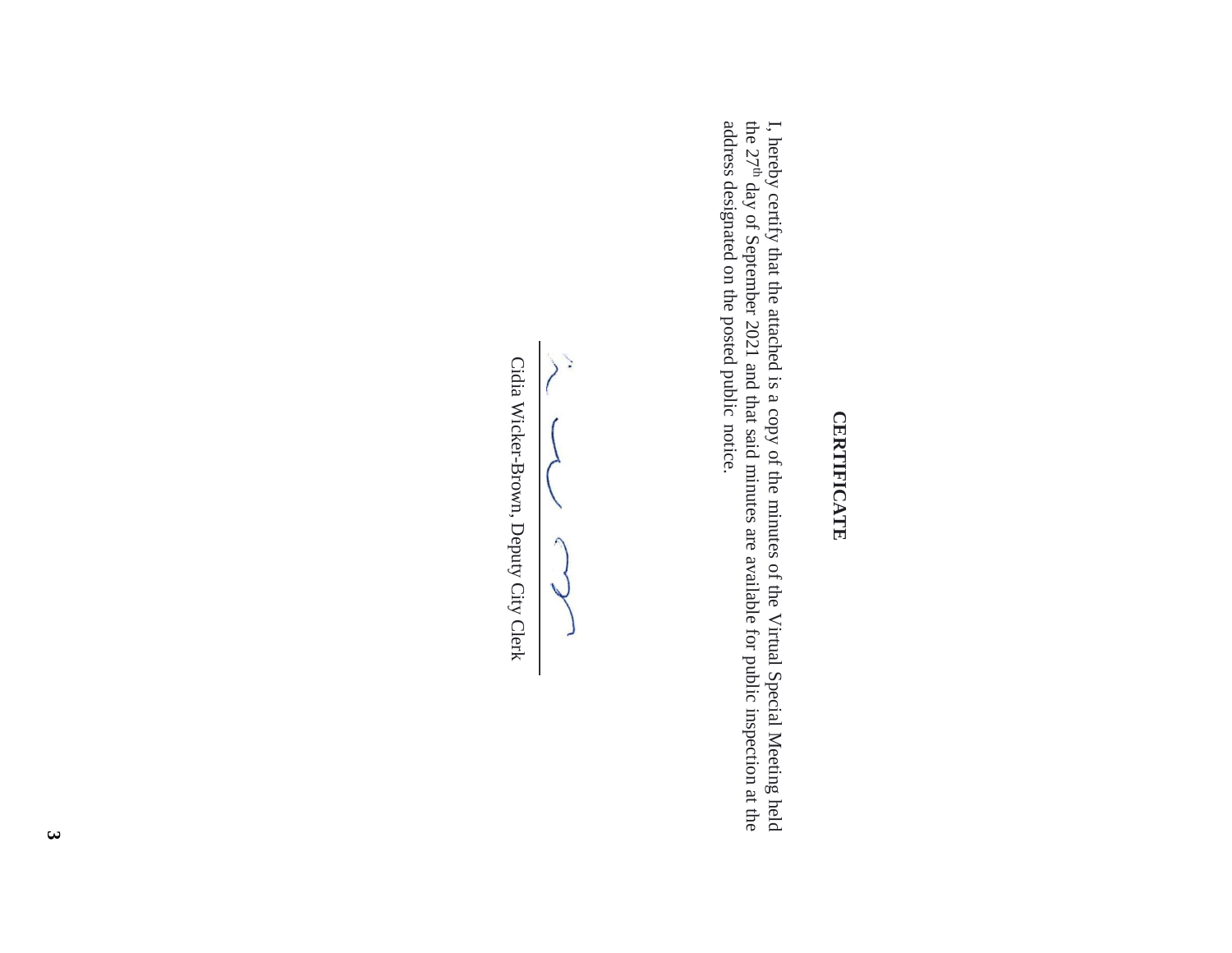# CERTIFICATE

I, hereby certify that the attached is a copy of the minutes of the Virtual Special Meeting held the 27th day of September 2021 and that said minutes are available for public inspection at the address designated on the posted public notice.

Cidia Wicker-Brown, Deputy City Clerk